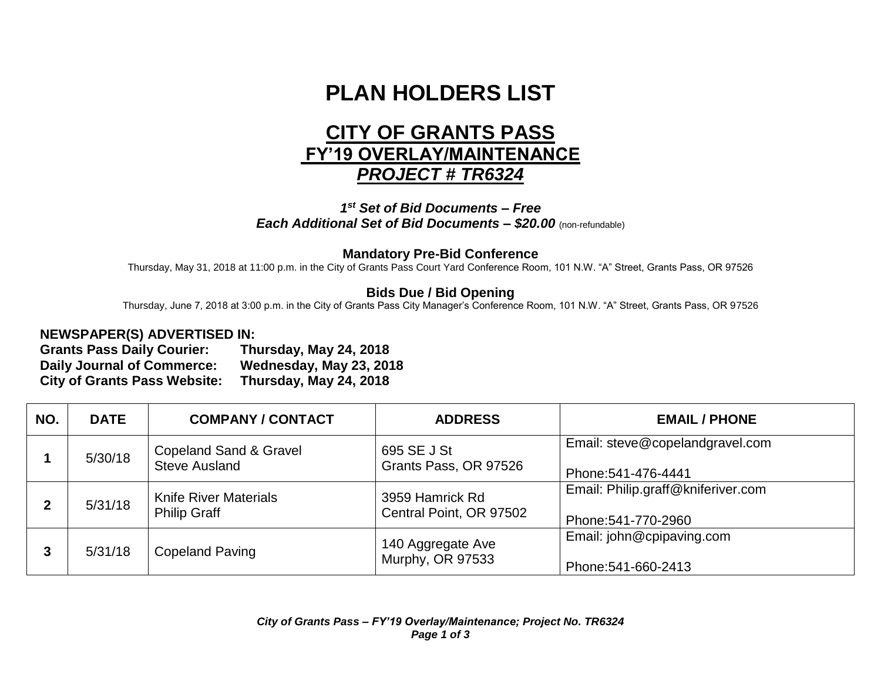# PLAN HOLDERS LIST

## CITY OF GRANTS PASS
## FY'19 OVERLAY/MAINTENANCE
## *PROJECT # TR6324*

***1st Set of Bid Documents – Free***
***Each Additional Set of Bid Documents – $20.00*** (non-refundable)

**Mandatory Pre-Bid Conference**
Thursday, May 31, 2018 at 11:00 p.m. in the City of Grants Pass Court Yard Conference Room, 101 N.W. "A" Street, Grants Pass, OR 97526

**Bids Due / Bid Opening**
Thursday, June 7, 2018 at 3:00 p.m. in the City of Grants Pass City Manager's Conference Room, 101 N.W. "A" Street, Grants Pass, OR 97526

**NEWSPAPER(S) ADVERTISED IN:**
**Grants Pass Daily Courier: Thursday, May 24, 2018**
**Daily Journal of Commerce: Wednesday, May 23, 2018**
**City of Grants Pass Website: Thursday, May 24, 2018**

| NO. | DATE | COMPANY / CONTACT | ADDRESS | EMAIL / PHONE |
|---|---|---|---|---|
| **1** | 5/30/18 | Copeland Sand & Gravel<br>Steve Ausland | 695 SE J St<br>Grants Pass, OR 97526 | Email: steve@copelandgravel.com<br>Phone:541-476-4441 |
| **2** | 5/31/18 | Knife River Materials<br>Philip Graff | 3959 Hamrick Rd<br>Central Point, OR 97502 | Email: Philip.graff@kniferiver.com<br>Phone:541-770-2960 |
| **3** | 5/31/18 | Copeland Paving | 140 Aggregate Ave<br>Murphy, OR 97533 | Email: john@cpipaving.com<br>Phone:541-660-2413 |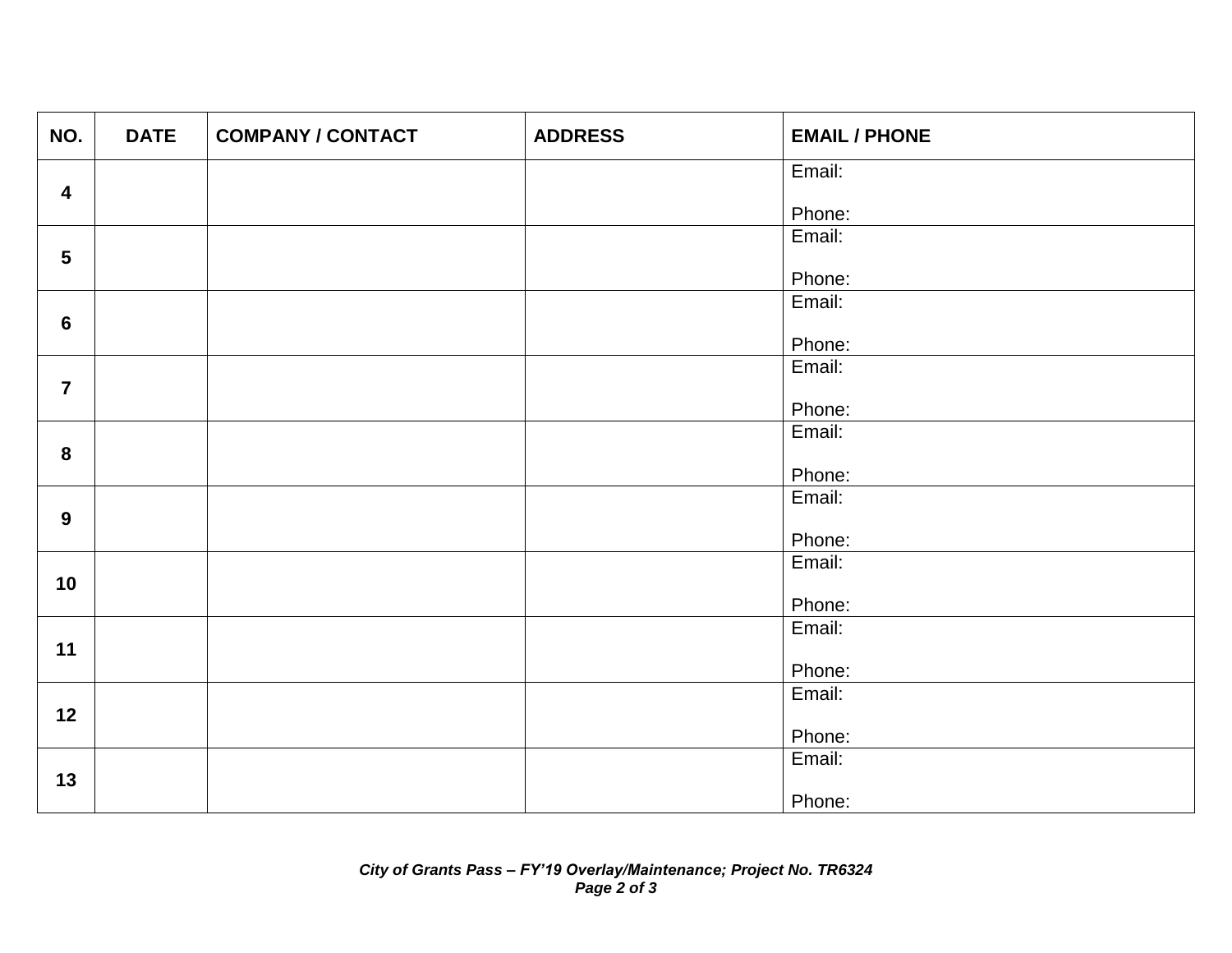| NO. | DATE | COMPANY / CONTACT | ADDRESS | EMAIL / PHONE |
|---|---|---|---|---|
| 4 | | | | Email:<br><br>Phone: |
| 5 | | | | Email:<br><br>Phone: |
| 6 | | | | Email:<br><br>Phone: |
| 7 | | | | Email:<br><br>Phone: |
| 8 | | | | Email:<br><br>Phone: |
| 9 | | | | Email:<br><br>Phone: |
| 10 | | | | Email:<br><br>Phone: |
| 11 | | | | Email:<br><br>Phone: |
| 12 | | | | Email:<br><br>Phone: |
| 13 | | | | Email:<br><br>Phone: |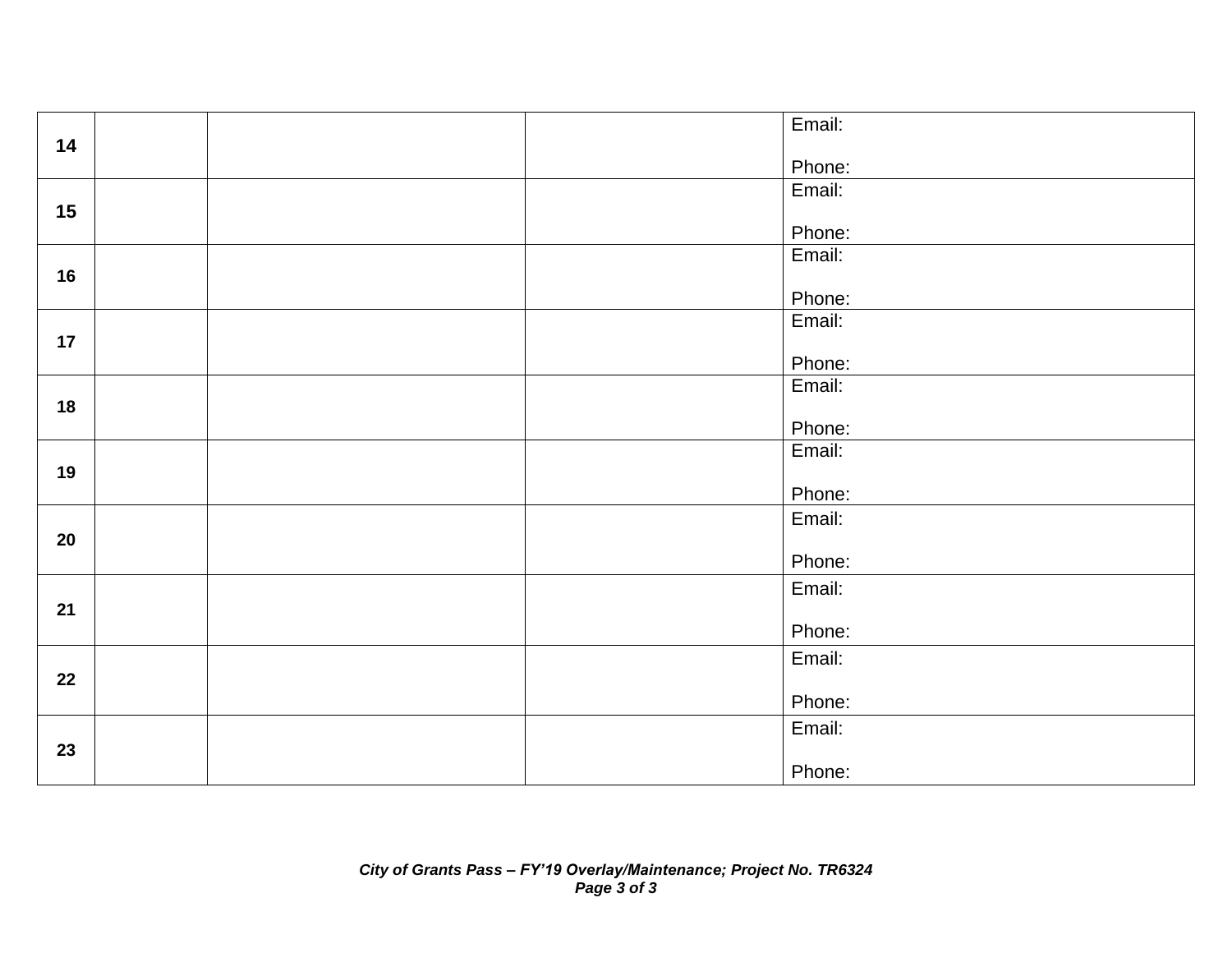| | | | | |
|---|---|---|---|---|
| **14** | | | | Email:<br><br>Phone: |
| **15** | | | | Email:<br><br>Phone: |
| **16** | | | | Email:<br><br>Phone: |
| **17** | | | | Email:<br><br>Phone: |
| **18** | | | | Email:<br><br>Phone: |
| **19** | | | | Email:<br><br>Phone: |
| **20** | | | | Email:<br><br>Phone: |
| **21** | | | | Email:<br><br>Phone: |
| **22** | | | | Email:<br><br>Phone: |
| **23** | | | | Email:<br><br>Phone: |

***City of Grants Pass – FY'19 Overlay/Maintenance; Project No. TR6324***